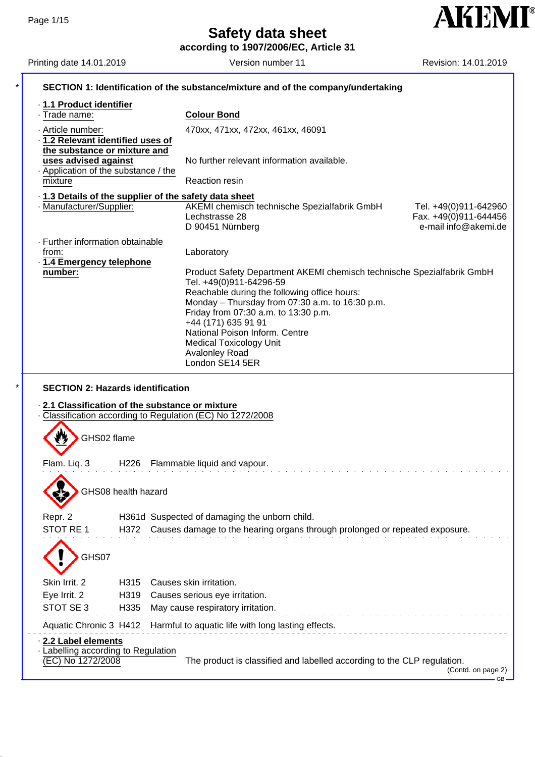# Safety data sheet

**according to 1907/2006/EC, Article 31**

Printing date 14.01.2019 | Version number 11 | Revision: 14.01.2019

## SECTION 1: Identification of the substance/mixture and of the company/undertaking

· **1.1 Product identifier**

· Trade name: **Colour Bond**

· Article number: 470xx, 471xx, 472xx, 461xx, 46091

· **1.2 Relevant identified uses of the substance or mixture and uses advised against** No further relevant information available.

· Application of the substance / the mixture: Reaction resin

· **1.3 Details of the supplier of the safety data sheet**

· Manufacturer/Supplier:
AKEMI chemisch technische Spezialfabrik GmbH
Lechstrasse 28
D 90451 Nürnberg
Tel. +49(0)911-642960
Fax. +49(0)911-644456
e-mail info@akemi.de

· Further information obtainable from: Laboratory

· **1.4 Emergency telephone number:**
Product Safety Department AKEMI chemisch technische Spezialfabrik GmbH
Tel. +49(0)911-64296-59
Reachable during the following office hours:
Monday – Thursday from 07:30 a.m. to 16:30 p.m.
Friday from 07:30 a.m. to 13:30 p.m.
+44 (171) 635 91 91
National Poison Inform. Centre
Medical Toxicology Unit
Avalonley Road
London SE14 5ER

## SECTION 2: Hazards identification

· **2.1 Classification of the substance or mixture**

· Classification according to Regulation (EC) No 1272/2008

GHS02 flame

Flam. Liq. 3 H226 Flammable liquid and vapour.

GHS08 health hazard

Repr. 2 H361d Suspected of damaging the unborn child.

STOT RE 1 H372 Causes damage to the hearing organs through prolonged or repeated exposure.

GHS07

Skin Irrit. 2 H315 Causes skin irritation.

Eye Irrit. 2 H319 Causes serious eye irritation.

STOT SE 3 H335 May cause respiratory irritation.

Aquatic Chronic 3 H412 Harmful to aquatic life with long lasting effects.

· **2.2 Label elements**

· Labelling according to Regulation (EC) No 1272/2008: The product is classified and labelled according to the CLP regulation.

(Contd. on page 2)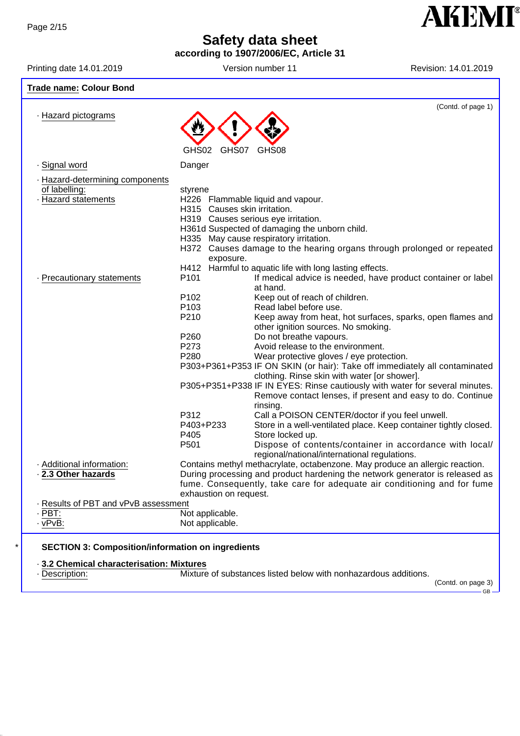**Trade name: Colour Bond**

(Contd. of page 1)

- Hazard pictograms

GHS02 GHS07 GHS08

- Signal word: Danger
- Hazard-determining components of labelling: styrene
- Hazard statements

H226 Flammable liquid and vapour.
H315 Causes skin irritation.
H319 Causes serious eye irritation.
H361d Suspected of damaging the unborn child.
H335 May cause respiratory irritation.
H372 Causes damage to the hearing organs through prolonged or repeated exposure.
H412 Harmful to aquatic life with long lasting effects.

- Precautionary statements

| | |
|---|---|
| P101 | If medical advice is needed, have product container or label at hand. |
| P102 | Keep out of reach of children. |
| P103 | Read label before use. |
| P210 | Keep away from heat, hot surfaces, sparks, open flames and other ignition sources. No smoking. |
| P260 | Do not breathe vapours. |
| P273 | Avoid release to the environment. |
| P280 | Wear protective gloves / eye protection. |
| P303+P361+P353 | IF ON SKIN (or hair): Take off immediately all contaminated clothing. Rinse skin with water [or shower]. |
| P305+P351+P338 | IF IN EYES: Rinse cautiously with water for several minutes. Remove contact lenses, if present and easy to do. Continue rinsing. |
| P312 | Call a POISON CENTER/doctor if you feel unwell. |
| P403+P233 | Store in a well-ventilated place. Keep container tightly closed. |
| P405 | Store locked up. |
| P501 | Dispose of contents/container in accordance with local/regional/national/international regulations. |

- Additional information: Contains methyl methacrylate, octabenzone. May produce an allergic reaction.
- **2.3 Other hazards** During processing and product hardening the network generator is released as fume. Consequently, take care for adequate air conditioning and for fume exhaustion on request.
- Results of PBT and vPvB assessment
- PBT: Not applicable.
- vPvB: Not applicable.

## * SECTION 3: Composition/information on ingredients

- **3.2 Chemical characterisation: Mixtures**
- Description: Mixture of substances listed below with nonhazardous additions.

(Contd. on page 3)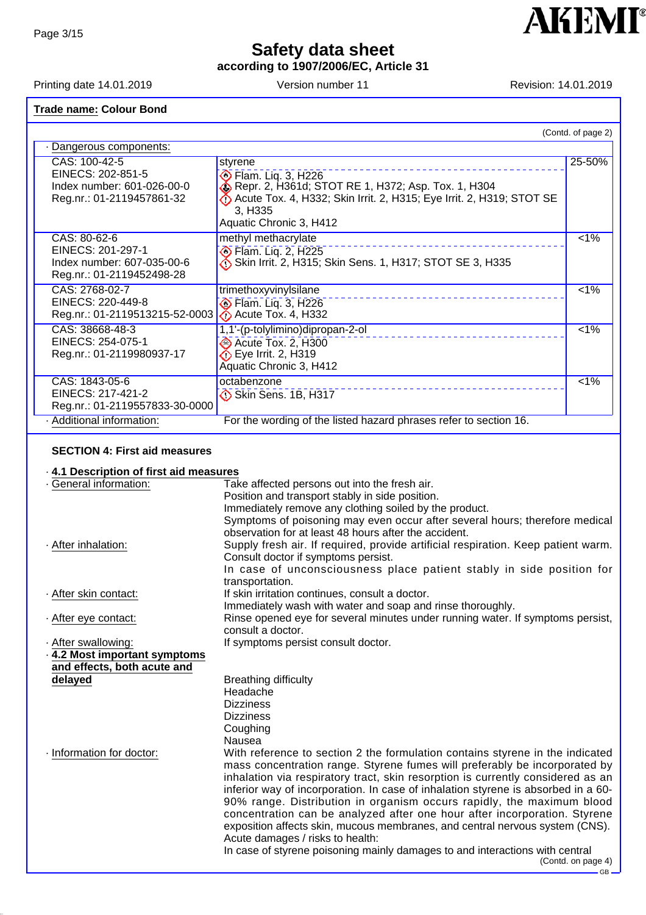**Trade name: Colour Bond**

(Contd. of page 2)

· Dangerous components:

| Identifiers | Name / Classification | Concentration |
|---|---|---|
| CAS: 100-42-5<br>EINECS: 202-851-5<br>Index number: 601-026-00-0<br>Reg.nr.: 01-2119457861-32 | styrene<br>Flam. Liq. 3, H226<br>Repr. 2, H361d; STOT RE 1, H372; Asp. Tox. 1, H304<br>Acute Tox. 4, H332; Skin Irrit. 2, H315; Eye Irrit. 2, H319; STOT SE 3, H335<br>Aquatic Chronic 3, H412 | 25-50% |
| CAS: 80-62-6<br>EINECS: 201-297-1<br>Index number: 607-035-00-6<br>Reg.nr.: 01-2119452498-28 | methyl methacrylate<br>Flam. Liq. 2, H225<br>Skin Irrit. 2, H315; Skin Sens. 1, H317; STOT SE 3, H335 | <1% |
| CAS: 2768-02-7<br>EINECS: 220-449-8<br>Reg.nr.: 01-2119513215-52-0003 | trimethoxyvinylsilane<br>Flam. Liq. 3, H226<br>Acute Tox. 4, H332 | <1% |
| CAS: 38668-48-3<br>EINECS: 254-075-1<br>Reg.nr.: 01-2119980937-17 | 1,1'-(p-tolylimino)dipropan-2-ol<br>Acute Tox. 2, H300<br>Eye Irrit. 2, H319<br>Aquatic Chronic 3, H412 | <1% |
| CAS: 1843-05-6<br>EINECS: 217-421-2<br>Reg.nr.: 01-2119557833-30-0000 | octabenzone<br>Skin Sens. 1B, H317 | <1% |

· Additional information: For the wording of the listed hazard phrases refer to section 16.

## SECTION 4: First aid measures

· **4.1 Description of first aid measures**

· General information: Take affected persons out into the fresh air.
Position and transport stably in side position.
Immediately remove any clothing soiled by the product.
Symptoms of poisoning may even occur after several hours; therefore medical observation for at least 48 hours after the accident.

· After inhalation: Supply fresh air. If required, provide artificial respiration. Keep patient warm. Consult doctor if symptoms persist.
In case of unconsciousness place patient stably in side position for transportation.

· After skin contact: If skin irritation continues, consult a doctor.
Immediately wash with water and soap and rinse thoroughly.

· After eye contact: Rinse opened eye for several minutes under running water. If symptoms persist, consult a doctor.

· After swallowing: If symptoms persist consult doctor.

· **4.2 Most important symptoms and effects, both acute and delayed**
Breathing difficulty
Headache
Dizziness
Dizziness
Coughing
Nausea

· Information for doctor: With reference to section 2 the formulation contains styrene in the indicated mass concentration range. Styrene fumes will preferably be incorporated by inhalation via respiratory tract, skin resorption is currently considered as an inferior way of incorporation. In case of inhalation styrene is absorbed in a 60-90% range. Distribution in organism occurs rapidly, the maximum blood concentration can be analyzed after one hour after incorporation. Styrene exposition affects skin, mucous membranes, and central nervous system (CNS).
Acute damages / risks to health:
In case of styrene poisoning mainly damages to and interactions with central

(Contd. on page 4)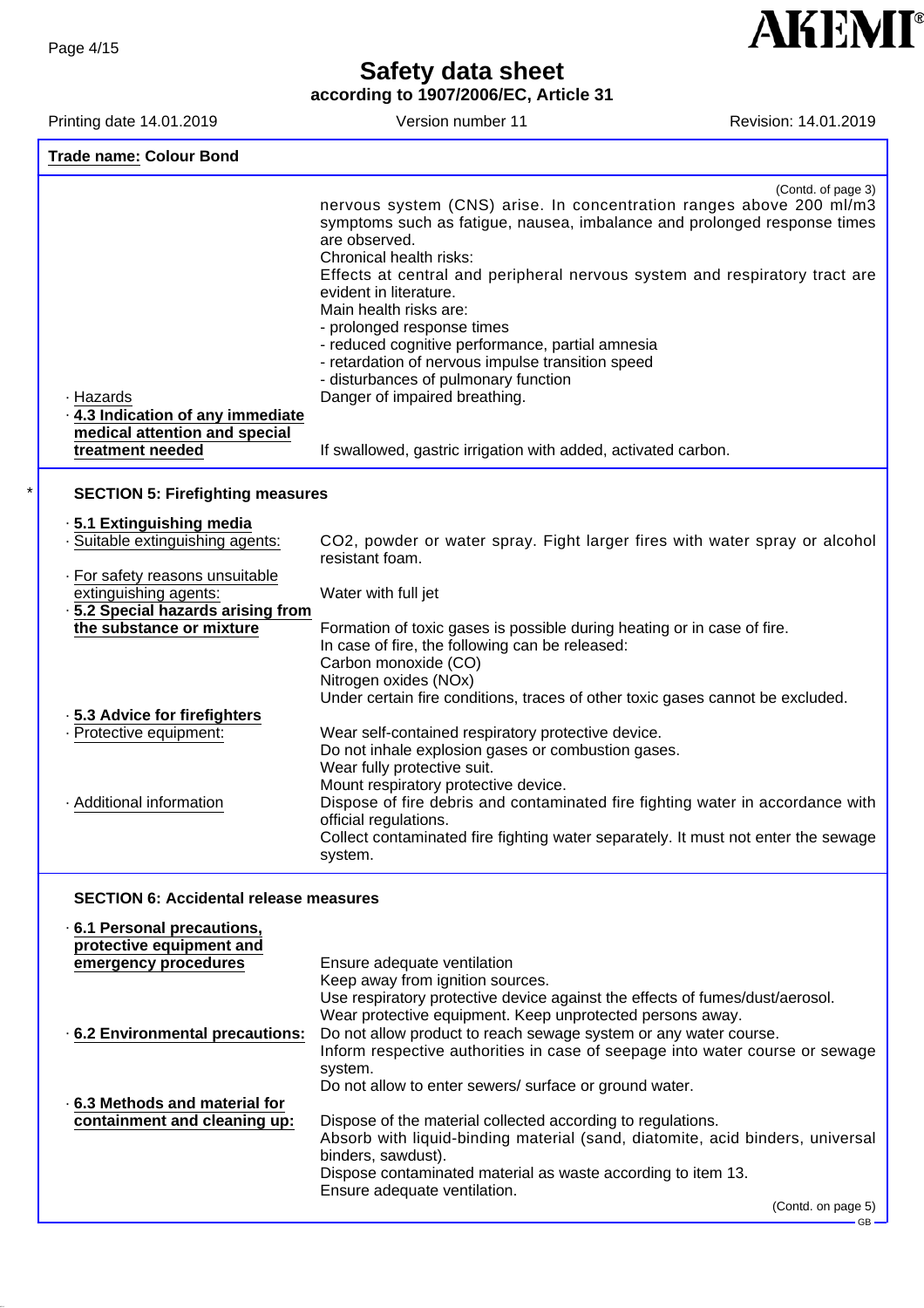Trade name: Colour Bond

(Contd. of page 3)

nervous system (CNS) arise. In concentration ranges above 200 ml/m3 symptoms such as fatigue, nausea, imbalance and prolonged response times are observed.
Chronical health risks:
Effects at central and peripheral nervous system and respiratory tract are evident in literature.
Main health risks are:
- prolonged response times
- reduced cognitive performance, partial amnesia
- retardation of nervous impulse transition speed
- disturbances of pulmonary function

· Hazards: Danger of impaired breathing.

· **4.3 Indication of any immediate medical attention and special treatment needed**: If swallowed, gastric irrigation with added, activated carbon.

## SECTION 5: Firefighting measures

· **5.1 Extinguishing media**

· Suitable extinguishing agents: CO2, powder or water spray. Fight larger fires with water spray or alcohol resistant foam.

· For safety reasons unsuitable extinguishing agents: Water with full jet

· **5.2 Special hazards arising from the substance or mixture**: Formation of toxic gases is possible during heating or in case of fire.
In case of fire, the following can be released:
Carbon monoxide (CO)
Nitrogen oxides (NOx)
Under certain fire conditions, traces of other toxic gases cannot be excluded.

· **5.3 Advice for firefighters**

· Protective equipment: Wear self-contained respiratory protective device.
Do not inhale explosion gases or combustion gases.
Wear fully protective suit.
Mount respiratory protective device.

· Additional information: Dispose of fire debris and contaminated fire fighting water in accordance with official regulations.
Collect contaminated fire fighting water separately. It must not enter the sewage system.

## SECTION 6: Accidental release measures

· **6.1 Personal precautions, protective equipment and emergency procedures**: Ensure adequate ventilation
Keep away from ignition sources.
Use respiratory protective device against the effects of fumes/dust/aerosol.
Wear protective equipment. Keep unprotected persons away.

· **6.2 Environmental precautions:** Do not allow product to reach sewage system or any water course.
Inform respective authorities in case of seepage into water course or sewage system.
Do not allow to enter sewers/ surface or ground water.

· **6.3 Methods and material for containment and cleaning up:** Dispose of the material collected according to regulations.
Absorb with liquid-binding material (sand, diatomite, acid binders, universal binders, sawdust).
Dispose contaminated material as waste according to item 13.
Ensure adequate ventilation.

(Contd. on page 5)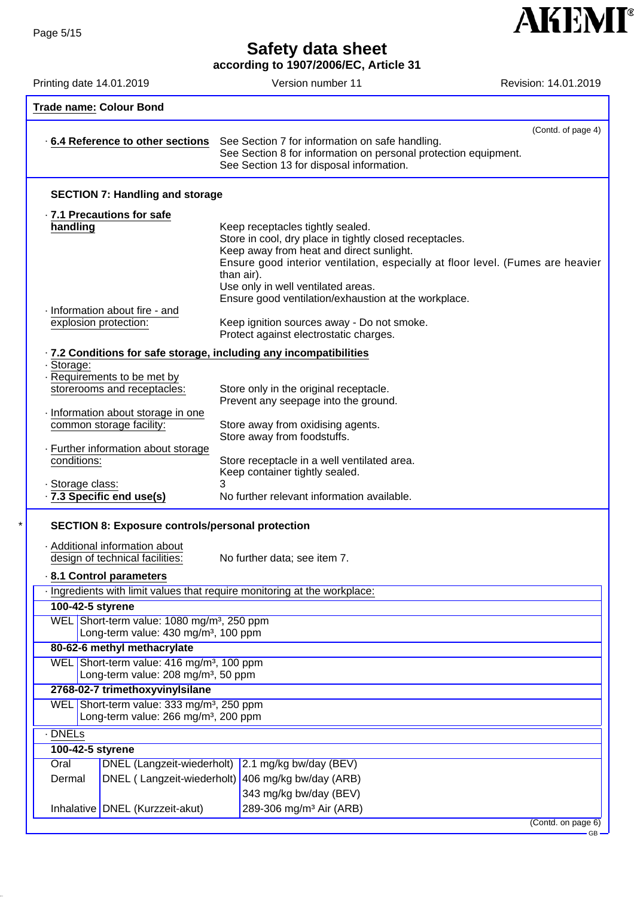**Trade name: Colour Bond**

(Contd. of page 4)

· **6.4 Reference to other sections** See Section 7 for information on safe handling.
See Section 8 for information on personal protection equipment.
See Section 13 for disposal information.

## SECTION 7: Handling and storage

· **7.1 Precautions for safe handling**
Keep receptacles tightly sealed.
Store in cool, dry place in tightly closed receptacles.
Keep away from heat and direct sunlight.
Ensure good interior ventilation, especially at floor level. (Fumes are heavier than air).
Use only in well ventilated areas.
Ensure good ventilation/exhaustion at the workplace.

· Information about fire - and explosion protection:
Keep ignition sources away - Do not smoke.
Protect against electrostatic charges.

· **7.2 Conditions for safe storage, including any incompatibilities**

· Storage:

· Requirements to be met by storerooms and receptacles:
Store only in the original receptacle.
Prevent any seepage into the ground.

· Information about storage in one common storage facility:
Store away from oxidising agents.
Store away from foodstuffs.

· Further information about storage conditions:
Store receptacle in a well ventilated area.
Keep container tightly sealed.

· Storage class: 3

· **7.3 Specific end use(s)** No further relevant information available.

## SECTION 8: Exposure controls/personal protection

· Additional information about design of technical facilities: No further data; see item 7.

· **8.1 Control parameters**

· Ingredients with limit values that require monitoring at the workplace:

**100-42-5 styrene**

| | |
|---|---|
| WEL | Short-term value: 1080 mg/m³, 250 ppm<br>Long-term value: 430 mg/m³, 100 ppm |

**80-62-6 methyl methacrylate**

| | |
|---|---|
| WEL | Short-term value: 416 mg/m³, 100 ppm<br>Long-term value: 208 mg/m³, 50 ppm |

**2768-02-7 trimethoxyvinylsilane**

| | |
|---|---|
| WEL | Short-term value: 333 mg/m³, 250 ppm<br>Long-term value: 266 mg/m³, 200 ppm |

· DNELs

**100-42-5 styrene**

| | | |
|---|---|---|
| Oral | DNEL (Langzeit-wiederholt) | 2.1 mg/kg bw/day (BEV) |
| Dermal | DNEL ( Langzeit-wiederholt) | 406 mg/kg bw/day (ARB) |
| | | 343 mg/kg bw/day (BEV) |
| Inhalative | DNEL (Kurzzeit-akut) | 289-306 mg/m³ Air (ARB) |

(Contd. on page 6)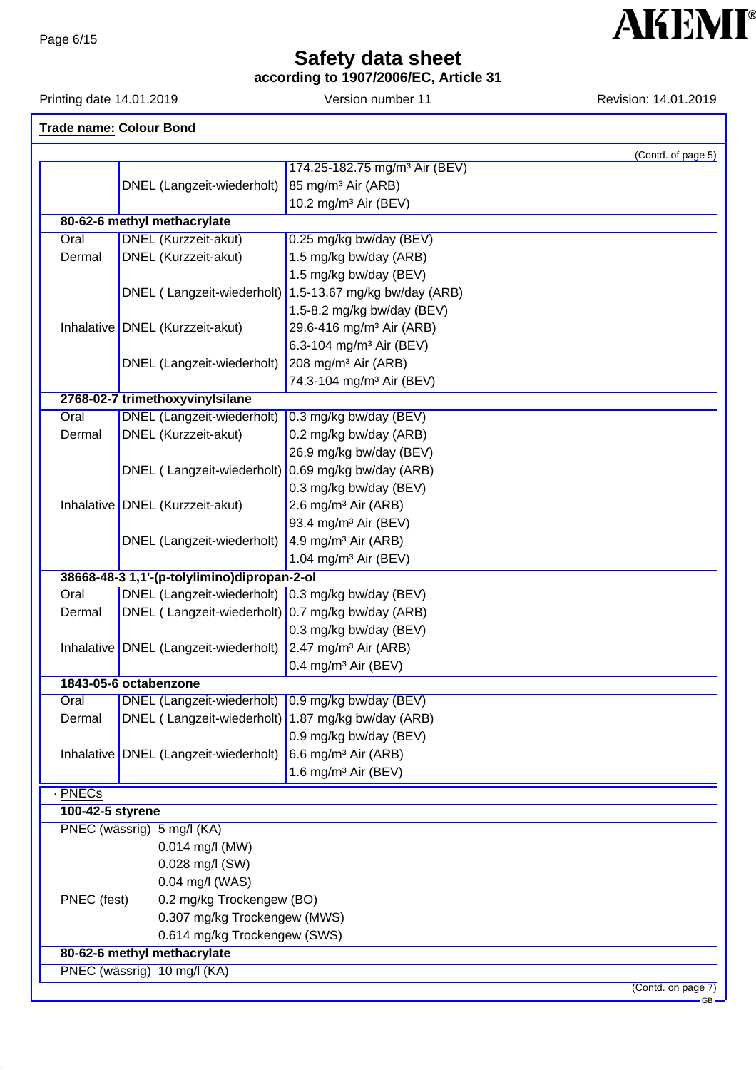Safety data sheet
according to 1907/2006/EC, Article 31

Printing date 14.01.2019 | Version number 11 | Revision: 14.01.2019

**Trade name: Colour Bond**

(Contd. of page 5)

| | | |
|---|---|---|
| | | 174.25-182.75 mg/m³ Air (BEV) |
| | DNEL (Langzeit-wiederholt) | 85 mg/m³ Air (ARB) |
| | | 10.2 mg/m³ Air (BEV) |
| **80-62-6 methyl methacrylate** | | |
| Oral | DNEL (Kurzzeit-akut) | 0.25 mg/kg bw/day (BEV) |
| Dermal | DNEL (Kurzzeit-akut) | 1.5 mg/kg bw/day (ARB) |
| | | 1.5 mg/kg bw/day (BEV) |
| | DNEL ( Langzeit-wiederholt) | 1.5-13.67 mg/kg bw/day (ARB) |
| | | 1.5-8.2 mg/kg bw/day (BEV) |
| Inhalative | DNEL (Kurzzeit-akut) | 29.6-416 mg/m³ Air (ARB) |
| | | 6.3-104 mg/m³ Air (BEV) |
| | DNEL (Langzeit-wiederholt) | 208 mg/m³ Air (ARB) |
| | | 74.3-104 mg/m³ Air (BEV) |
| **2768-02-7 trimethoxyvinylsilane** | | |
| Oral | DNEL (Langzeit-wiederholt) | 0.3 mg/kg bw/day (BEV) |
| Dermal | DNEL (Kurzzeit-akut) | 0.2 mg/kg bw/day (ARB) |
| | | 26.9 mg/kg bw/day (BEV) |
| | DNEL ( Langzeit-wiederholt) | 0.69 mg/kg bw/day (ARB) |
| | | 0.3 mg/kg bw/day (BEV) |
| Inhalative | DNEL (Kurzzeit-akut) | 2.6 mg/m³ Air (ARB) |
| | | 93.4 mg/m³ Air (BEV) |
| | DNEL (Langzeit-wiederholt) | 4.9 mg/m³ Air (ARB) |
| | | 1.04 mg/m³ Air (BEV) |
| **38668-48-3 1,1'-(p-tolylimino)dipropan-2-ol** | | |
| Oral | DNEL (Langzeit-wiederholt) | 0.3 mg/kg bw/day (BEV) |
| Dermal | DNEL ( Langzeit-wiederholt) | 0.7 mg/kg bw/day (ARB) |
| | | 0.3 mg/kg bw/day (BEV) |
| Inhalative | DNEL (Langzeit-wiederholt) | 2.47 mg/m³ Air (ARB) |
| | | 0.4 mg/m³ Air (BEV) |
| **1843-05-6 octabenzone** | | |
| Oral | DNEL (Langzeit-wiederholt) | 0.9 mg/kg bw/day (BEV) |
| Dermal | DNEL ( Langzeit-wiederholt) | 1.87 mg/kg bw/day (ARB) |
| | | 0.9 mg/kg bw/day (BEV) |
| Inhalative | DNEL (Langzeit-wiederholt) | 6.6 mg/m³ Air (ARB) |
| | | 1.6 mg/m³ Air (BEV) |

· PNECs

| | |
|---|---|
| **100-42-5 styrene** | |
| PNEC (wässrig) | 5 mg/l (KA) |
| | 0.014 mg/l (MW) |
| | 0.028 mg/l (SW) |
| | 0.04 mg/l (WAS) |
| PNEC (fest) | 0.2 mg/kg Trockengew (BO) |
| | 0.307 mg/kg Trockengew (MWS) |
| | 0.614 mg/kg Trockengew (SWS) |
| **80-62-6 methyl methacrylate** | |
| PNEC (wässrig) | 10 mg/l (KA) |

(Contd. on page 7)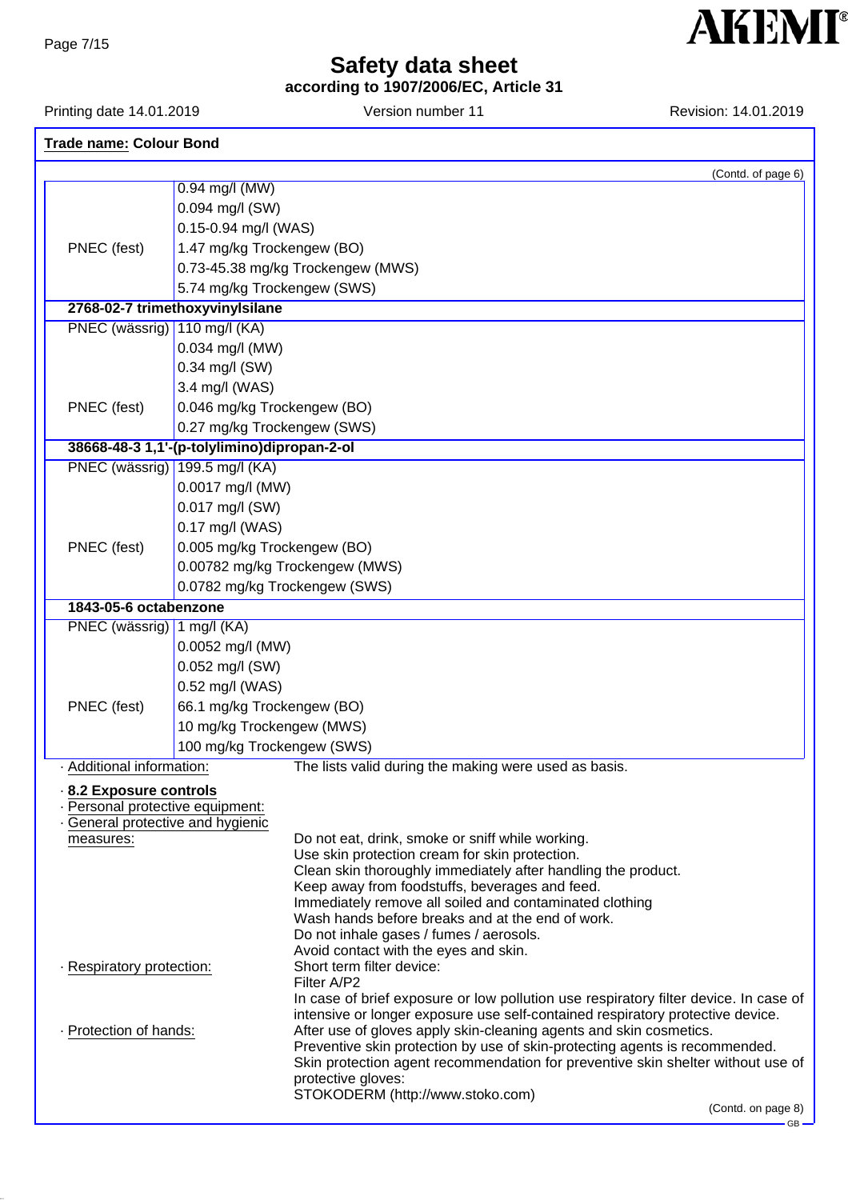**Trade name: Colour Bond**

(Contd. of page 6)

| | |
|---|---|
| | 0.94 mg/l (MW) |
| | 0.094 mg/l (SW) |
| | 0.15-0.94 mg/l (WAS) |
| PNEC (fest) | 1.47 mg/kg Trockengew (BO) |
| | 0.73-45.38 mg/kg Trockengew (MWS) |
| | 5.74 mg/kg Trockengew (SWS) |
| **2768-02-7 trimethoxyvinylsilane** | |
| PNEC (wässrig) | 110 mg/l (KA) |
| | 0.034 mg/l (MW) |
| | 0.34 mg/l (SW) |
| | 3.4 mg/l (WAS) |
| PNEC (fest) | 0.046 mg/kg Trockengew (BO) |
| | 0.27 mg/kg Trockengew (SWS) |
| **38668-48-3 1,1'-(p-tolylimino)dipropan-2-ol** | |
| PNEC (wässrig) | 199.5 mg/l (KA) |
| | 0.0017 mg/l (MW) |
| | 0.017 mg/l (SW) |
| | 0.17 mg/l (WAS) |
| PNEC (fest) | 0.005 mg/kg Trockengew (BO) |
| | 0.00782 mg/kg Trockengew (MWS) |
| | 0.0782 mg/kg Trockengew (SWS) |
| **1843-05-6 octabenzone** | |
| PNEC (wässrig) | 1 mg/l (KA) |
| | 0.0052 mg/l (MW) |
| | 0.052 mg/l (SW) |
| | 0.52 mg/l (WAS) |
| PNEC (fest) | 66.1 mg/kg Trockengew (BO) |
| | 10 mg/kg Trockengew (MWS) |
| | 100 mg/kg Trockengew (SWS) |

· Additional information: The lists valid during the making were used as basis.

· **8.2 Exposure controls**

· Personal protective equipment:

· General protective and hygienic measures:
Do not eat, drink, smoke or sniff while working.
Use skin protection cream for skin protection.
Clean skin thoroughly immediately after handling the product.
Keep away from foodstuffs, beverages and feed.
Immediately remove all soiled and contaminated clothing
Wash hands before breaks and at the end of work.
Do not inhale gases / fumes / aerosols.
Avoid contact with the eyes and skin.

· Respiratory protection:
Short term filter device:
Filter A/P2
In case of brief exposure or low pollution use respiratory filter device. In case of intensive or longer exposure use self-contained respiratory protective device.

· Protection of hands:
After use of gloves apply skin-cleaning agents and skin cosmetics.
Preventive skin protection by use of skin-protecting agents is recommended.
Skin protection agent recommendation for preventive skin shelter without use of protective gloves:
STOKODERM (http://www.stoko.com)

(Contd. on page 8)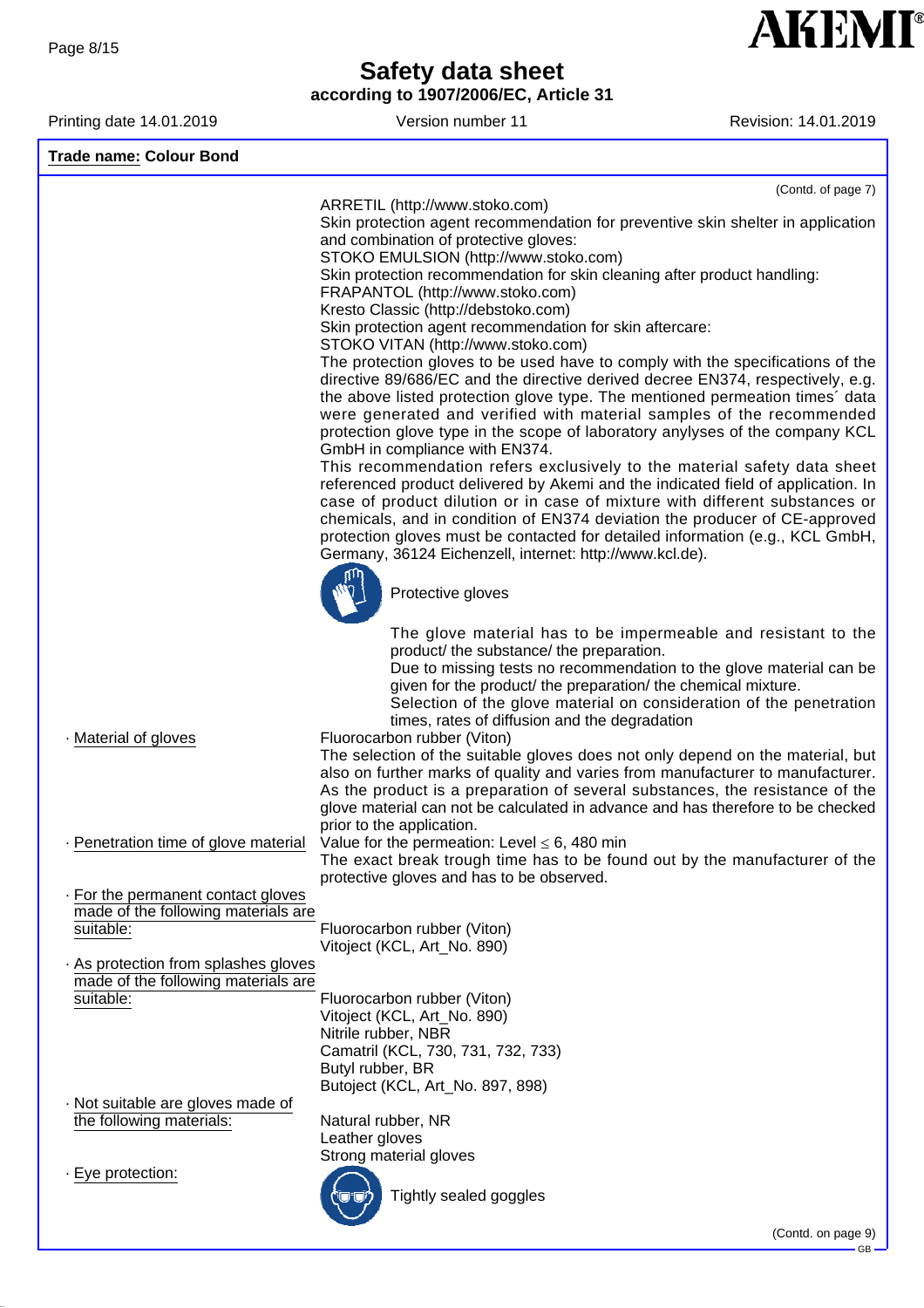**Trade name: Colour Bond**

(Contd. of page 7)

ARRETIL (http://www.stoko.com)
Skin protection agent recommendation for preventive skin shelter in application and combination of protective gloves:
STOKO EMULSION (http://www.stoko.com)
Skin protection recommendation for skin cleaning after product handling:
FRAPANTOL (http://www.stoko.com)
Kresto Classic (http://debstoko.com)
Skin protection agent recommendation for skin aftercare:
STOKO VITAN (http://www.stoko.com)
The protection gloves to be used have to comply with the specifications of the directive 89/686/EC and the directive derived decree EN374, respectively, e.g. the above listed protection glove type. The mentioned permeation times´ data were generated and verified with material samples of the recommended protection glove type in the scope of laboratory anylyses of the company KCL GmbH in compliance with EN374.
This recommendation refers exclusively to the material safety data sheet referenced product delivered by Akemi and the indicated field of application. In case of product dilution or in case of mixture with different substances or chemicals, and in condition of EN374 deviation the producer of CE-approved protection gloves must be contacted for detailed information (e.g., KCL GmbH, Germany, 36124 Eichenzell, internet: http://www.kcl.de).

Protective gloves

The glove material has to be impermeable and resistant to the product/ the substance/ the preparation.
Due to missing tests no recommendation to the glove material can be given for the product/ the preparation/ the chemical mixture.
Selection of the glove material on consideration of the penetration times, rates of diffusion and the degradation

· Material of gloves
Fluorocarbon rubber (Viton)
The selection of the suitable gloves does not only depend on the material, but also on further marks of quality and varies from manufacturer to manufacturer. As the product is a preparation of several substances, the resistance of the glove material can not be calculated in advance and has therefore to be checked prior to the application.

· Penetration time of glove material
Value for the permeation: Level ≤ 6, 480 min
The exact break trough time has to be found out by the manufacturer of the protective gloves and has to be observed.

· For the permanent contact gloves made of the following materials are suitable:
Fluorocarbon rubber (Viton)
Vitoject (KCL, Art_No. 890)

· As protection from splashes gloves made of the following materials are suitable:
Fluorocarbon rubber (Viton)
Vitoject (KCL, Art_No. 890)
Nitrile rubber, NBR
Camatril (KCL, 730, 731, 732, 733)
Butyl rubber, BR
Butoject (KCL, Art_No. 897, 898)

· Not suitable are gloves made of the following materials:
Natural rubber, NR
Leather gloves
Strong material gloves

· Eye protection:
Tightly sealed goggles

(Contd. on page 9)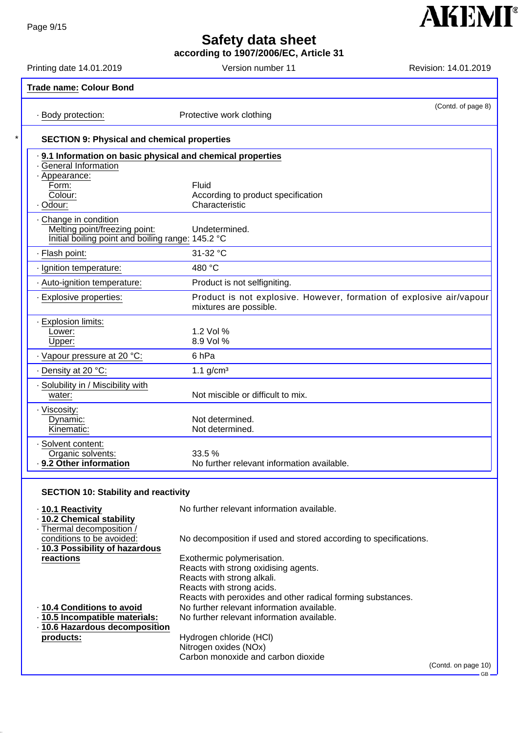**Trade name: Colour Bond**

(Contd. of page 8)

· Body protection: Protective work clothing

## SECTION 9: Physical and chemical properties

**· 9.1 Information on basic physical and chemical properties**

· General Information

| Property | Value |
|---|---|
| · Appearance: | |
| Form: | Fluid |
| Colour: | According to product specification |
| · Odour: | Characteristic |
| · Change in condition | |
| Melting point/freezing point: | Undetermined. |
| Initial boiling point and boiling range: | 145.2 °C |
| · Flash point: | 31-32 °C |
| · Ignition temperature: | 480 °C |
| · Auto-ignition temperature: | Product is not selfigniting. |
| · Explosive properties: | Product is not explosive. However, formation of explosive air/vapour mixtures are possible. |
| · Explosion limits: | |
| Lower: | 1.2 Vol % |
| Upper: | 8.9 Vol % |
| · Vapour pressure at 20 °C: | 6 hPa |
| · Density at 20 °C: | 1.1 g/cm³ |
| · Solubility in / Miscibility with water: | Not miscible or difficult to mix. |
| · Viscosity: | |
| Dynamic: | Not determined. |
| Kinematic: | Not determined. |
| · Solvent content: | |
| Organic solvents: | 33.5 % |
| **· 9.2 Other information** | No further relevant information available. |

## SECTION 10: Stability and reactivity

**· 10.1 Reactivity** No further relevant information available.

**· 10.2 Chemical stability**

· Thermal decomposition / conditions to be avoided: No decomposition if used and stored according to specifications.

**· 10.3 Possibility of hazardous reactions**
Exothermic polymerisation.
Reacts with strong oxidising agents.
Reacts with strong alkali.
Reacts with strong acids.
Reacts with peroxides and other radical forming substances.

**· 10.4 Conditions to avoid** No further relevant information available.

**· 10.5 Incompatible materials:** No further relevant information available.

**· 10.6 Hazardous decomposition products:**
Hydrogen chloride (HCl)
Nitrogen oxides (NOx)
Carbon monoxide and carbon dioxide

(Contd. on page 10)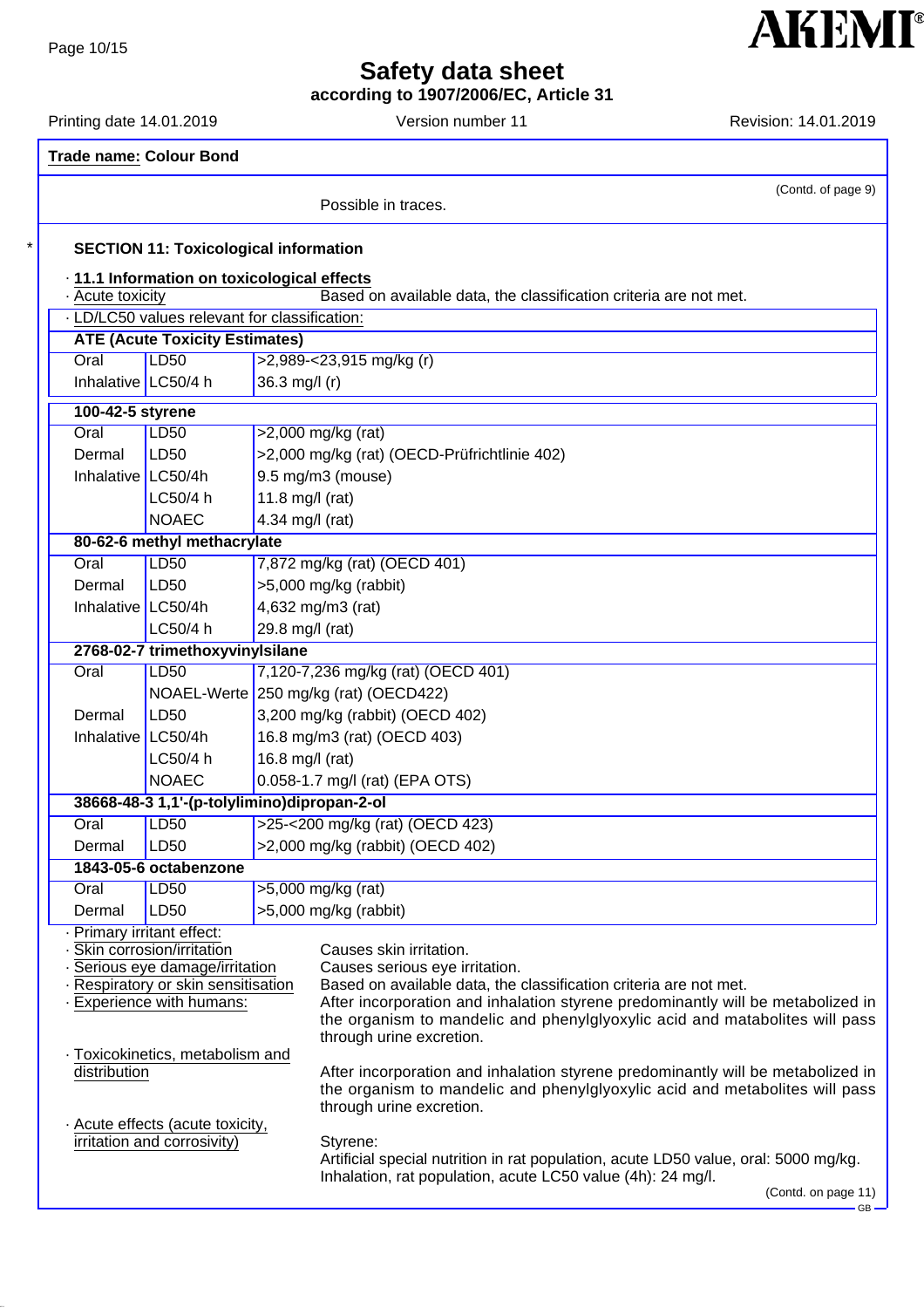**Safety data sheet**
**according to 1907/2006/EC, Article 31**

Printing date 14.01.2019 | Version number 11 | Revision: 14.01.2019

**Trade name: Colour Bond**

(Contd. of page 9)

Possible in traces.

## SECTION 11: Toxicological information

· **11.1 Information on toxicological effects**

· Acute toxicity — Based on available data, the classification criteria are not met.

· LD/LC50 values relevant for classification:

| **ATE (Acute Toxicity Estimates)** | | |
|---|---|---|
| Oral | LD50 | >2,989-<23,915 mg/kg (r) |
| Inhalative | LC50/4 h | 36.3 mg/l (r) |
| **100-42-5 styrene** | | |
| Oral | LD50 | >2,000 mg/kg (rat) |
| Dermal | LD50 | >2,000 mg/kg (rat) (OECD-Prüfrichtlinie 402) |
| Inhalative | LC50/4h | 9.5 mg/m3 (mouse) |
| | LC50/4 h | 11.8 mg/l (rat) |
| | NOAEC | 4.34 mg/l (rat) |
| **80-62-6 methyl methacrylate** | | |
| Oral | LD50 | 7,872 mg/kg (rat) (OECD 401) |
| Dermal | LD50 | >5,000 mg/kg (rabbit) |
| Inhalative | LC50/4h | 4,632 mg/m3 (rat) |
| | LC50/4 h | 29.8 mg/l (rat) |
| **2768-02-7 trimethoxyvinylsilane** | | |
| Oral | LD50 | 7,120-7,236 mg/kg (rat) (OECD 401) |
| | NOAEL-Werte | 250 mg/kg (rat) (OECD422) |
| Dermal | LD50 | 3,200 mg/kg (rabbit) (OECD 402) |
| Inhalative | LC50/4h | 16.8 mg/m3 (rat) (OECD 403) |
| | LC50/4 h | 16.8 mg/l (rat) |
| | NOAEC | 0.058-1.7 mg/l (rat) (EPA OTS) |
| **38668-48-3 1,1'-(p-tolylimino)dipropan-2-ol** | | |
| Oral | LD50 | >25-<200 mg/kg (rat) (OECD 423) |
| Dermal | LD50 | >2,000 mg/kg (rabbit) (OECD 402) |
| **1843-05-6 octabenzone** | | |
| Oral | LD50 | >5,000 mg/kg (rat) |
| Dermal | LD50 | >5,000 mg/kg (rabbit) |

· Primary irritant effect:

· Skin corrosion/irritation — Causes skin irritation.

· Serious eye damage/irritation — Causes serious eye irritation.

· Respiratory or skin sensitisation — Based on available data, the classification criteria are not met.

· Experience with humans: — After incorporation and inhalation styrene predominantly will be metabolized in the organism to mandelic and phenylglyoxylic acid and matabolites will pass through urine excretion.

· Toxicokinetics, metabolism and distribution — After incorporation and inhalation styrene predominantly will be metabolized in the organism to mandelic and phenylglyoxylic acid and matabolites will pass through urine excretion.

· Acute effects (acute toxicity, irritation and corrosivity) — Styrene:
Artificial special nutrition in rat population, acute LD50 value, oral: 5000 mg/kg.
Inhalation, rat population, acute LC50 value (4h): 24 mg/l.

(Contd. on page 11)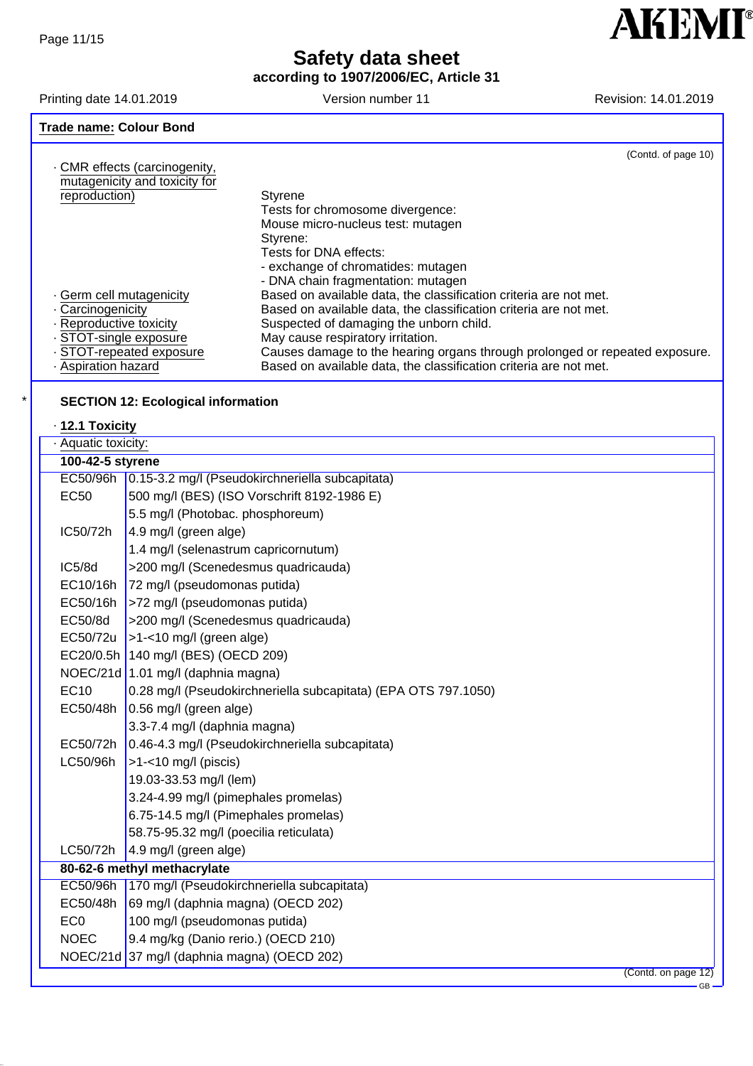**Trade name:** Colour Bond

(Contd. of page 10)

· CMR effects (carcinogenity, mutagenicity and toxicity for reproduction)
Styrene
Tests for chromosome divergence:
Mouse micro-nucleus test: mutagen
Styrene:
Tests for DNA effects:
- exchange of chromatides: mutagen
- DNA chain fragmentation: mutagen

· Germ cell mutagenicity Based on available data, the classification criteria are not met.
· Carcinogenicity Based on available data, the classification criteria are not met.
· Reproductive toxicity Suspected of damaging the unborn child.
· STOT-single exposure May cause respiratory irritation.
· STOT-repeated exposure Causes damage to the hearing organs through prolonged or repeated exposure.
· Aspiration hazard Based on available data, the classification criteria are not met.

## * SECTION 12: Ecological information

· **12.1 Toxicity**

· Aquatic toxicity:

| **100-42-5 styrene** | |
|---|---|
| EC50/96h | 0.15-3.2 mg/l (Pseudokirchneriella subcapitata) |
| EC50 | 500 mg/l (BES) (ISO Vorschrift 8192-1986 E) |
| | 5.5 mg/l (Photobac. phosphoreum) |
| IC50/72h | 4.9 mg/l (green alge) |
| | 1.4 mg/l (selenastrum capricornutum) |
| IC5/8d | >200 mg/l (Scenedesmus quadricauda) |
| EC10/16h | 72 mg/l (pseudomonas putida) |
| EC50/16h | >72 mg/l (pseudomonas putida) |
| EC50/8d | >200 mg/l (Scenedesmus quadricauda) |
| EC50/72u | >1-<10 mg/l (green alge) |
| EC20/0.5h | 140 mg/l (BES) (OECD 209) |
| NOEC/21d | 1.01 mg/l (daphnia magna) |
| EC10 | 0.28 mg/l (Pseudokirchneriella subcapitata) (EPA OTS 797.1050) |
| EC50/48h | 0.56 mg/l (green alge) |
| | 3.3-7.4 mg/l (daphnia magna) |
| EC50/72h | 0.46-4.3 mg/l (Pseudokirchneriella subcapitata) |
| LC50/96h | >1-<10 mg/l (piscis) |
| | 19.03-33.53 mg/l (lem) |
| | 3.24-4.99 mg/l (pimephales promelas) |
| | 6.75-14.5 mg/l (Pimephales promelas) |
| | 58.75-95.32 mg/l (poecilia reticulata) |
| LC50/72h | 4.9 mg/l (green alge) |
| **80-62-6 methyl methacrylate** | |
| EC50/96h | 170 mg/l (Pseudokirchneriella subcapitata) |
| EC50/48h | 69 mg/l (daphnia magna) (OECD 202) |
| EC0 | 100 mg/l (pseudomonas putida) |
| NOEC | 9.4 mg/kg (Danio rerio.) (OECD 210) |
| NOEC/21d | 37 mg/l (daphnia magna) (OECD 202) |

(Contd. on page 12)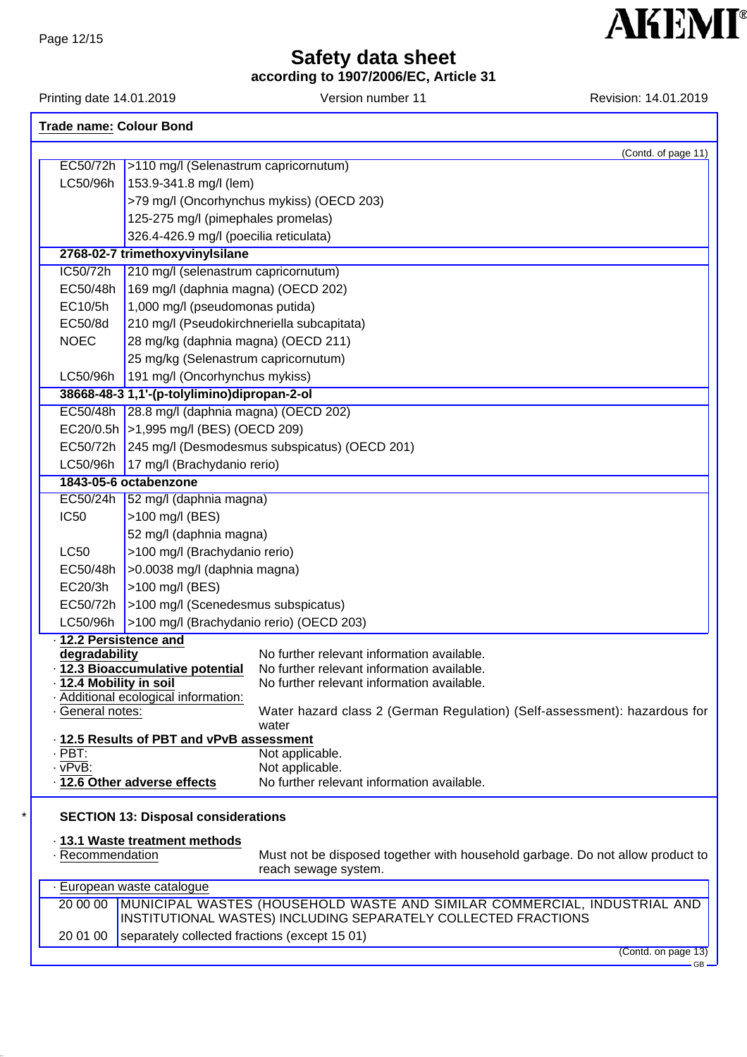**Trade name: Colour Bond**

(Contd. of page 11)

| | |
|---|---|
| EC50/72h | >110 mg/l (Selenastrum capricornutum) |
| LC50/96h | 153.9-341.8 mg/l (lem) |
| | >79 mg/l (Oncorhynchus mykiss) (OECD 203) |
| | 125-275 mg/l (pimephales promelas) |
| | 326.4-426.9 mg/l (poecilia reticulata) |
| **2768-02-7 trimethoxyvinylsilane** | |
| IC50/72h | 210 mg/l (selenastrum capricornutum) |
| EC50/48h | 169 mg/l (daphnia magna) (OECD 202) |
| EC10/5h | 1,000 mg/l (pseudomonas putida) |
| EC50/8d | 210 mg/l (Pseudokirchneriella subcapitata) |
| NOEC | 28 mg/kg (daphnia magna) (OECD 211) |
| | 25 mg/kg (Selenastrum capricornutum) |
| LC50/96h | 191 mg/l (Oncorhynchus mykiss) |
| **38668-48-3 1,1'-(p-tolylimino)dipropan-2-ol** | |
| EC50/48h | 28.8 mg/l (daphnia magna) (OECD 202) |
| EC20/0.5h | >1,995 mg/l (BES) (OECD 209) |
| EC50/72h | 245 mg/l (Desmodesmus subspicatus) (OECD 201) |
| LC50/96h | 17 mg/l (Brachydanio rerio) |
| **1843-05-6 octabenzone** | |
| EC50/24h | 52 mg/l (daphnia magna) |
| IC50 | >100 mg/l (BES) |
| | 52 mg/l (daphnia magna) |
| LC50 | >100 mg/l (Brachydanio rerio) |
| EC50/48h | >0.0038 mg/l (daphnia magna) |
| EC20/3h | >100 mg/l (BES) |
| EC50/72h | >100 mg/l (Scenedesmus subspicatus) |
| LC50/96h | >100 mg/l (Brachydanio rerio) (OECD 203) |

· **12.2 Persistence and degradability** No further relevant information available.
· **12.3 Bioaccumulative potential** No further relevant information available.
· **12.4 Mobility in soil** No further relevant information available.
· Additional ecological information:
· General notes: Water hazard class 2 (German Regulation) (Self-assessment): hazardous for water
· **12.5 Results of PBT and vPvB assessment**
· PBT: Not applicable.
· vPvB: Not applicable.
· **12.6 Other adverse effects** No further relevant information available.

## * SECTION 13: Disposal considerations

· **13.1 Waste treatment methods**
· Recommendation Must not be disposed together with household garbage. Do not allow product to reach sewage system.

· European waste catalogue

| | |
|---|---|
| 20 00 00 | MUNICIPAL WASTES (HOUSEHOLD WASTE AND SIMILAR COMMERCIAL, INDUSTRIAL AND INSTITUTIONAL WASTES) INCLUDING SEPARATELY COLLECTED FRACTIONS |
| 20 01 00 | separately collected fractions (except 15 01) |

(Contd. on page 13)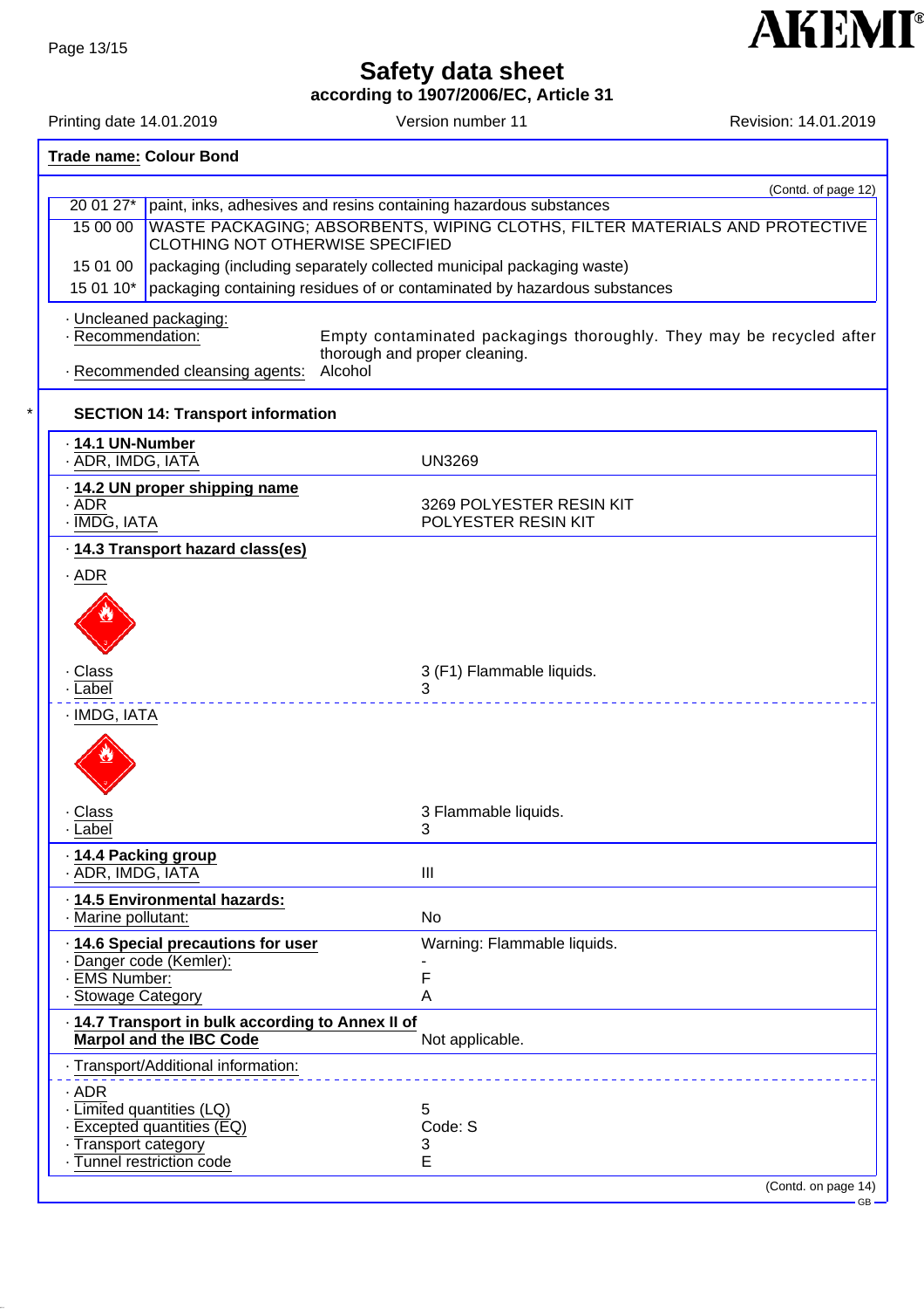**Trade name: Colour Bond**

(Contd. of page 12)

| | |
|---|---|
| 20 01 27* | paint, inks, adhesives and resins containing hazardous substances |
| 15 00 00 | WASTE PACKAGING; ABSORBENTS, WIPING CLOTHS, FILTER MATERIALS AND PROTECTIVE CLOTHING NOT OTHERWISE SPECIFIED |
| 15 01 00 | packaging (including separately collected municipal packaging waste) |
| 15 01 10* | packaging containing residues of or contaminated by hazardous substances |

· Uncleaned packaging:
· Recommendation: Empty contaminated packagings thoroughly. They may be recycled after thorough and proper cleaning.
· Recommended cleansing agents: Alcohol

## SECTION 14: Transport information

· **14.1 UN-Number**
· ADR, IMDG, IATA: UN3269

· **14.2 UN proper shipping name**
· ADR: 3269 POLYESTER RESIN KIT
· IMDG, IATA: POLYESTER RESIN KIT

· **14.3 Transport hazard class(es)**

· ADR
· Class: 3 (F1) Flammable liquids.
· Label: 3

· IMDG, IATA
· Class: 3 Flammable liquids.
· Label: 3

· **14.4 Packing group**
· ADR, IMDG, IATA: III

· **14.5 Environmental hazards:**
· Marine pollutant: No

· **14.6 Special precautions for user**: Warning: Flammable liquids.
· Danger code (Kemler): -
· EMS Number: F
· Stowage Category: A

· **14.7 Transport in bulk according to Annex II of Marpol and the IBC Code**: Not applicable.

· Transport/Additional information:

· ADR
· Limited quantities (LQ): 5
· Excepted quantities (EQ): Code: S
· Transport category: 3
· Tunnel restriction code: E

(Contd. on page 14)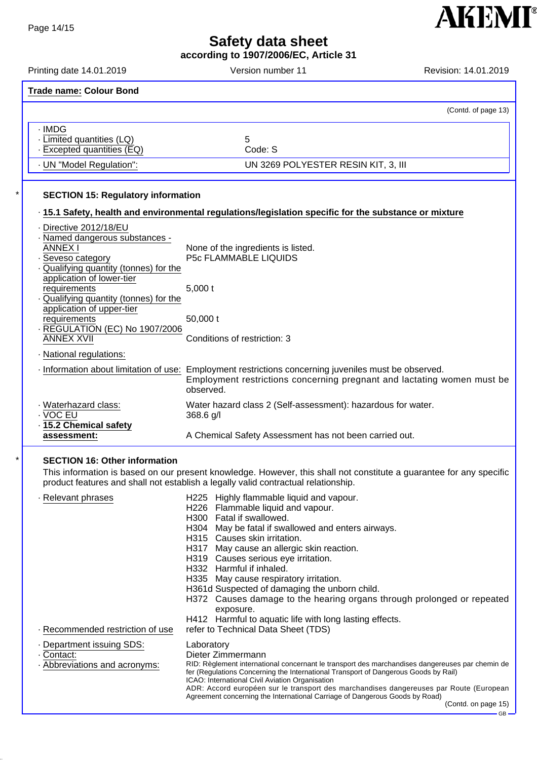**Trade name: Colour Bond**

(Contd. of page 13)

| | |
|---|---|
| · IMDG | |
| · Limited quantities (LQ) | 5 |
| · Excepted quantities (EQ) | Code: S |
| · UN "Model Regulation": | UN 3269 POLYESTER RESIN KIT, 3, III |

\* **SECTION 15: Regulatory information**

· **15.1 Safety, health and environmental regulations/legislation specific for the substance or mixture**

· Directive 2012/18/EU

· Named dangerous substances - ANNEX I: None of the ingredients is listed.

· Seveso category: P5c FLAMMABLE LIQUIDS

· Qualifying quantity (tonnes) for the application of lower-tier requirements: 5,000 t

· Qualifying quantity (tonnes) for the application of upper-tier requirements: 50,000 t

· REGULATION (EC) No 1907/2006 ANNEX XVII: Conditions of restriction: 3

· National regulations:

· Information about limitation of use: Employment restrictions concerning juveniles must be observed. Employment restrictions concerning pregnant and lactating women must be observed.

· Waterhazard class: Water hazard class 2 (Self-assessment): hazardous for water.

· VOC EU: 368.6 g/l

· **15.2 Chemical safety assessment:** A Chemical Safety Assessment has not been carried out.

\* **SECTION 16: Other information**

This information is based on our present knowledge. However, this shall not constitute a guarantee for any specific product features and shall not establish a legally valid contractual relationship.

· Relevant phrases

H225 Highly flammable liquid and vapour.
H226 Flammable liquid and vapour.
H300 Fatal if swallowed.
H304 May be fatal if swallowed and enters airways.
H315 Causes skin irritation.
H317 May cause an allergic skin reaction.
H319 Causes serious eye irritation.
H332 Harmful if inhaled.
H335 May cause respiratory irritation.
H361d Suspected of damaging the unborn child.
H372 Causes damage to the hearing organs through prolonged or repeated exposure.
H412 Harmful to aquatic life with long lasting effects.

· Recommended restriction of use: refer to Technical Data Sheet (TDS)

· Department issuing SDS: Laboratory

· Contact: Dieter Zimmermann

· Abbreviations and acronyms:

RID: Règlement international concernant le transport des marchandises dangereuses par chemin de fer (Regulations Concerning the International Transport of Dangerous Goods by Rail)
ICAO: International Civil Aviation Organisation
ADR: Accord européen sur le transport des marchandises dangereuses par Route (European Agreement concerning the International Carriage of Dangerous Goods by Road)

(Contd. on page 15)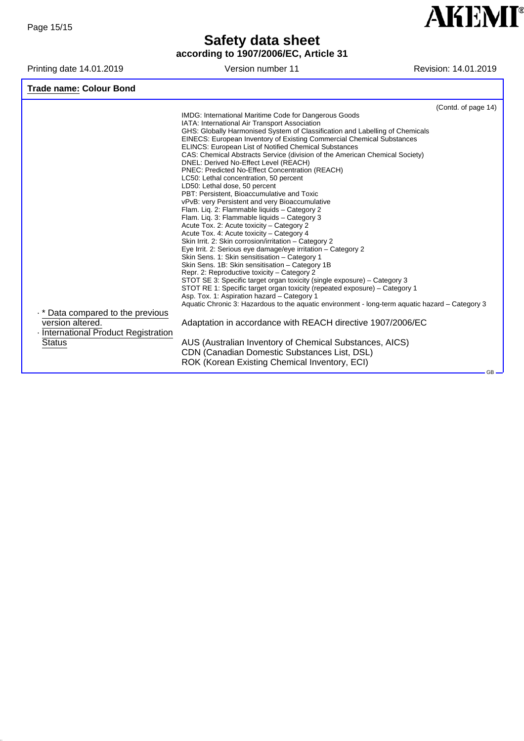**Trade name: Colour Bond**

(Contd. of page 14)

IMDG: International Maritime Code for Dangerous Goods
IATA: International Air Transport Association
GHS: Globally Harmonised System of Classification and Labelling of Chemicals
EINECS: European Inventory of Existing Commercial Chemical Substances
ELINCS: European List of Notified Chemical Substances
CAS: Chemical Abstracts Service (division of the American Chemical Society)
DNEL: Derived No-Effect Level (REACH)
PNEC: Predicted No-Effect Concentration (REACH)
LC50: Lethal concentration, 50 percent
LD50: Lethal dose, 50 percent
PBT: Persistent, Bioaccumulative and Toxic
vPvB: very Persistent and very Bioaccumulative
Flam. Liq. 2: Flammable liquids – Category 2
Flam. Liq. 3: Flammable liquids – Category 3
Acute Tox. 2: Acute toxicity – Category 2
Acute Tox. 4: Acute toxicity – Category 4
Skin Irrit. 2: Skin corrosion/irritation – Category 2
Eye Irrit. 2: Serious eye damage/eye irritation – Category 2
Skin Sens. 1: Skin sensitisation – Category 1
Skin Sens. 1B: Skin sensitisation – Category 1B
Repr. 2: Reproductive toxicity – Category 2
STOT SE 3: Specific target organ toxicity (single exposure) – Category 3
STOT RE 1: Specific target organ toxicity (repeated exposure) – Category 1
Asp. Tox. 1: Aspiration hazard – Category 1
Aquatic Chronic 3: Hazardous to the aquatic environment - long-term aquatic hazard – Category 3

· * Data compared to the previous version altered. Adaptation in accordance with REACH directive 1907/2006/EC

· International Product Registration Status
AUS (Australian Inventory of Chemical Substances, AICS)
CDN (Canadian Domestic Substances List, DSL)
ROK (Korean Existing Chemical Inventory, ECI)

GB